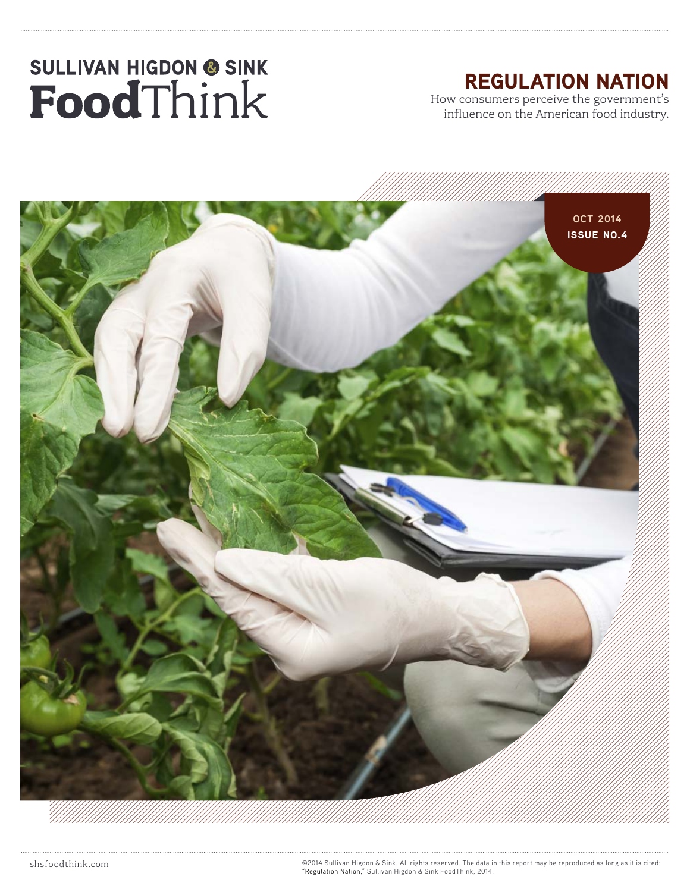SULLIVAN HIGDON & SINK

**Food**Think

# REGULATION NATION

How consumers perceive the government's influence on the American food industry.

OCT 2014

ISSUE NO.4

shsfoodthink.com

©2014 Sullivan Higdon & Sink. All rights reserved. The data in this report may be reproduced as long as it is cited: "Regulation Nation," Sullivan Higdon & Sink FoodThink, 2014.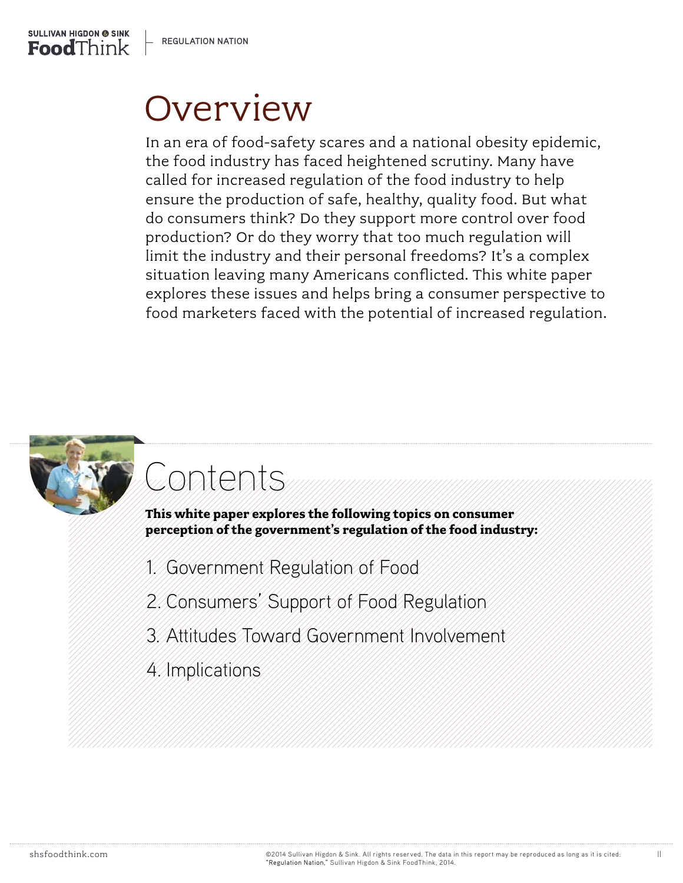# Overview

In an era of food-safety scares and a national obesity epidemic, the food industry has faced heightened scrutiny. Many have called for increased regulation of the food industry to help ensure the production of safe, healthy, quality food. But what do consumers think? Do they support more control over food production? Or do they worry that too much regulation will limit the industry and their personal freedoms? It's a complex situation leaving many Americans conflicted. This white paper explores these issues and helps bring a consumer perspective to food marketers faced with the potential of increased regulation.

# Contents

**This white paper explores the following topics on consumer perception of the government's regulation of the food industry:**

1. Government Regulation of Food
2. Consumers' Support of Food Regulation
3. Attitudes Toward Government Involvement
4. Implications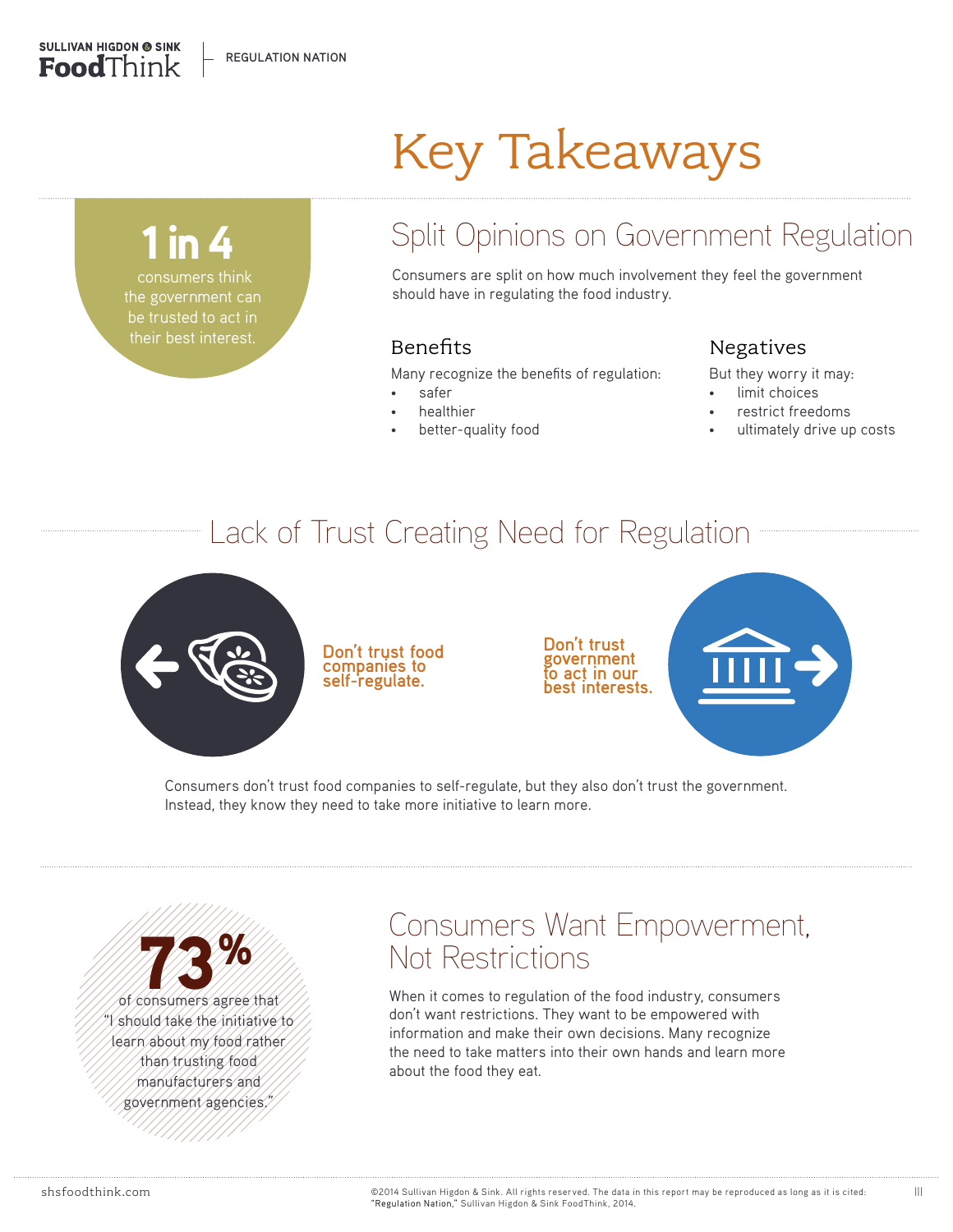# Key Takeaways

**1 in 4**

consumers think the government can be trusted to act in their best interest.

## Split Opinions on Government Regulation

Consumers are split on how much involvement they feel the government should have in regulating the food industry.

### Benefits

Many recognize the benefits of regulation:

- safer
- healthier
- better-quality food

### Negatives

But they worry it may:

- limit choices
- restrict freedoms
- ultimately drive up costs

## Lack of Trust Creating Need for Regulation

**Don't trust food companies to self-regulate.**

**Don't trust government to act in our best interests.**

Consumers don't trust food companies to self-regulate, but they also don't trust the government. Instead, they know they need to take more initiative to learn more.

**73%**

of consumers agree that "I should take the initiative to learn about my food rather than trusting food manufacturers and government agencies."

## Consumers Want Empowerment, Not Restrictions

When it comes to regulation of the food industry, consumers don't want restrictions. They want to be empowered with information and make their own decisions. Many recognize the need to take matters into their own hands and learn more about the food they eat.

©2014 Sullivan Higdon & Sink. All rights reserved. The data in this report may be reproduced as long as it is cited: "Regulation Nation," Sullivan Higdon & Sink FoodThink, 2014.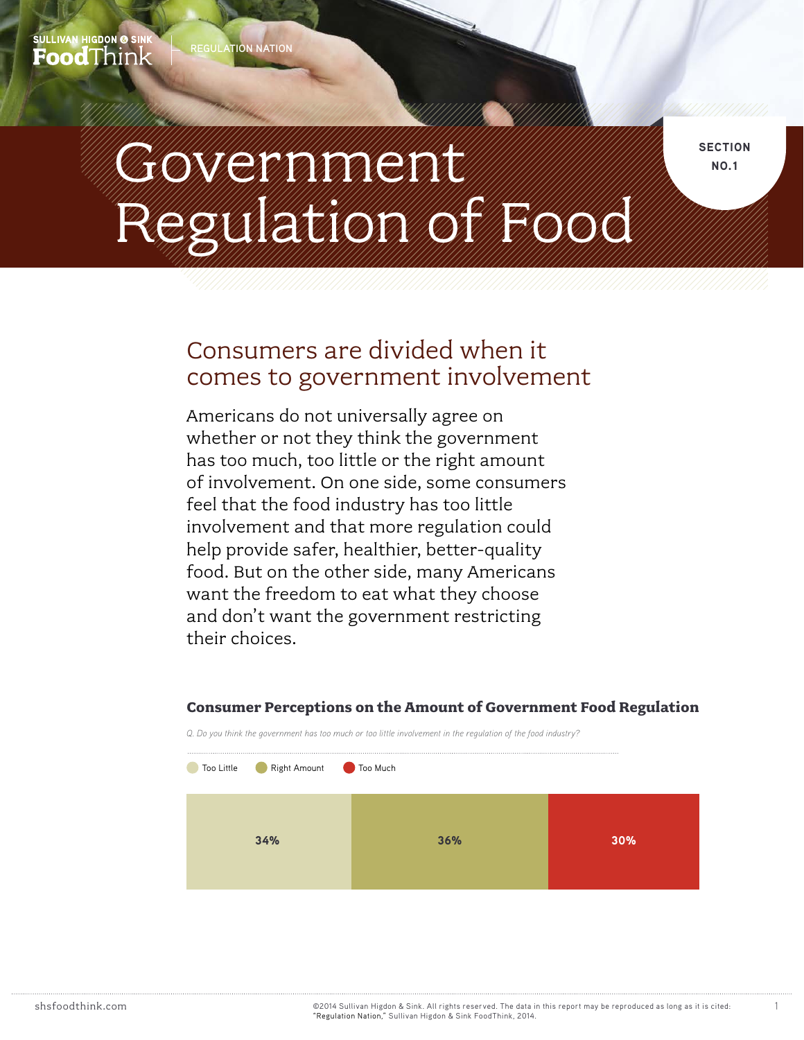# Government Regulation of Food

SECTION NO.1

## Consumers are divided when it comes to government involvement

Americans do not universally agree on whether or not they think the government has too much, too little or the right amount of involvement. On one side, some consumers feel that the food industry has too little involvement and that more regulation could help provide safer, healthier, better-quality food. But on the other side, many Americans want the freedom to eat what they choose and don't want the government restricting their choices.

### Consumer Perceptions on the Amount of Government Food Regulation

*Q. Do you think the government has too much or too little involvement in the regulation of the food industry?*

| Too Little | Right Amount | Too Much |
|---|---|---|
| 34% | 36% | 30% |

©2014 Sullivan Higdon & Sink. All rights reserved. The data in this report may be reproduced as long as it is cited: "Regulation Nation," Sullivan Higdon & Sink FoodThink, 2014.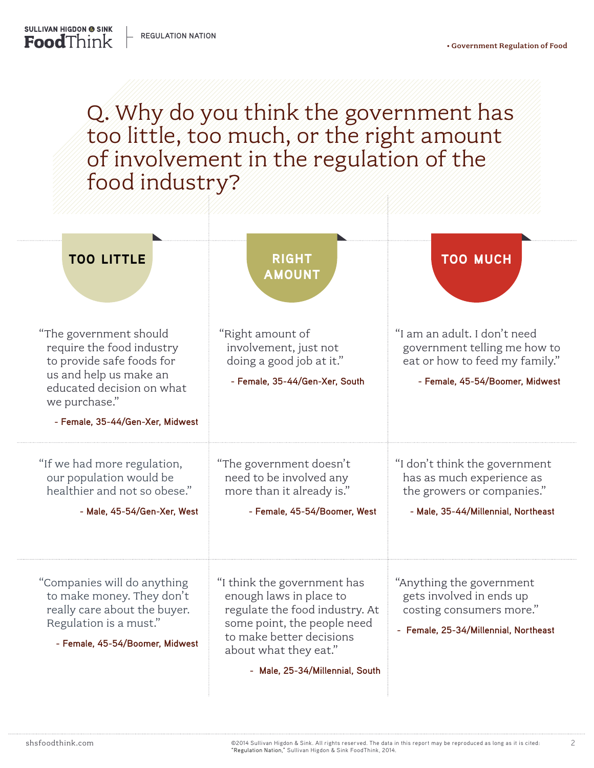# Q. Why do you think the government has too little, too much, or the right amount of involvement in the regulation of the food industry?

## TOO LITTLE

"The government should require the food industry to provide safe foods for us and help us make an educated decision on what we purchase."

**- Female, 35-44/Gen-Xer, Midwest**

"If we had more regulation, our population would be healthier and not so obese."

**- Male, 45-54/Gen-Xer, West**

"Companies will do anything to make money. They don't really care about the buyer. Regulation is a must."

**- Female, 45-54/Boomer, Midwest**

## RIGHT AMOUNT

"Right amount of involvement, just not doing a good job at it."

**- Female, 35-44/Gen-Xer, South**

"The government doesn't need to be involved any more than it already is."

**- Female, 45-54/Boomer, West**

"I think the government has enough laws in place to regulate the food industry. At some point, the people need to make better decisions about what they eat."

**- Male, 25-34/Millennial, South**

## TOO MUCH

"I am an adult. I don't need government telling me how to eat or how to feed my family."

**- Female, 45-54/Boomer, Midwest**

"I don't think the government has as much experience as the growers or companies."

**- Male, 35-44/Millennial, Northeast**

"Anything the government gets involved in ends up costing consumers more."

**- Female, 25-34/Millennial, Northeast**

shsfoodthink.com

©2014 Sullivan Higdon & Sink. All rights reserved. The data in this report may be reproduced as long as it is cited: "Regulation Nation," Sullivan Higdon & Sink FoodThink, 2014.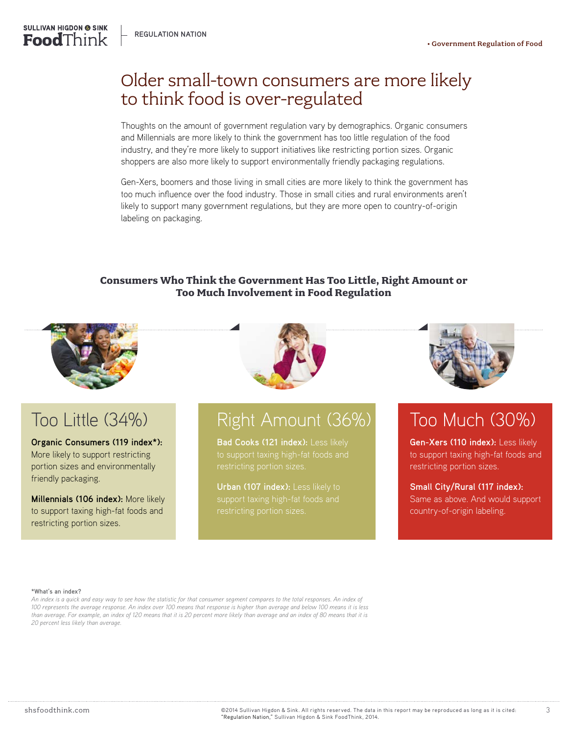# Older small-town consumers are more likely to think food is over-regulated

Thoughts on the amount of government regulation vary by demographics. Organic consumers and Millennials are more likely to think the government has too little regulation of the food industry, and they're more likely to support initiatives like restricting portion sizes. Organic shoppers are also more likely to support environmentally friendly packaging regulations.

Gen-Xers, boomers and those living in small cities are more likely to think the government has too much influence over the food industry. Those in small cities and rural environments aren't likely to support many government regulations, but they are more open to country-of-origin labeling on packaging.

### Consumers Who Think the Government Has Too Little, Right Amount or Too Much Involvement in Food Regulation

## Too Little (34%)

**Organic Consumers (119 index*):** More likely to support restricting portion sizes and environmentally friendly packaging.

**Millennials (106 index):** More likely to support taxing high-fat foods and restricting portion sizes.

## Right Amount (36%)

**Bad Cooks (121 index):** Less likely to support taxing high-fat foods and restricting portion sizes.

**Urban (107 index):** Less likely to support taxing high-fat foods and restricting portion sizes.

## Too Much (30%)

**Gen-Xers (110 index):** Less likely to support taxing high-fat foods and restricting portion sizes.

**Small City/Rural (117 index):** Same as above. And would support country-of-origin labeling.

*What's an index?

*An index is a quick and easy way to see how the statistic for that consumer segment compares to the total responses. An index of 100 represents the average response. An index over 100 means that response is higher than average and below 100 means it is less than average. For example, an index of 120 means that it is 20 percent more likely than average and an index of 80 means that it is 20 percent less likely than average.*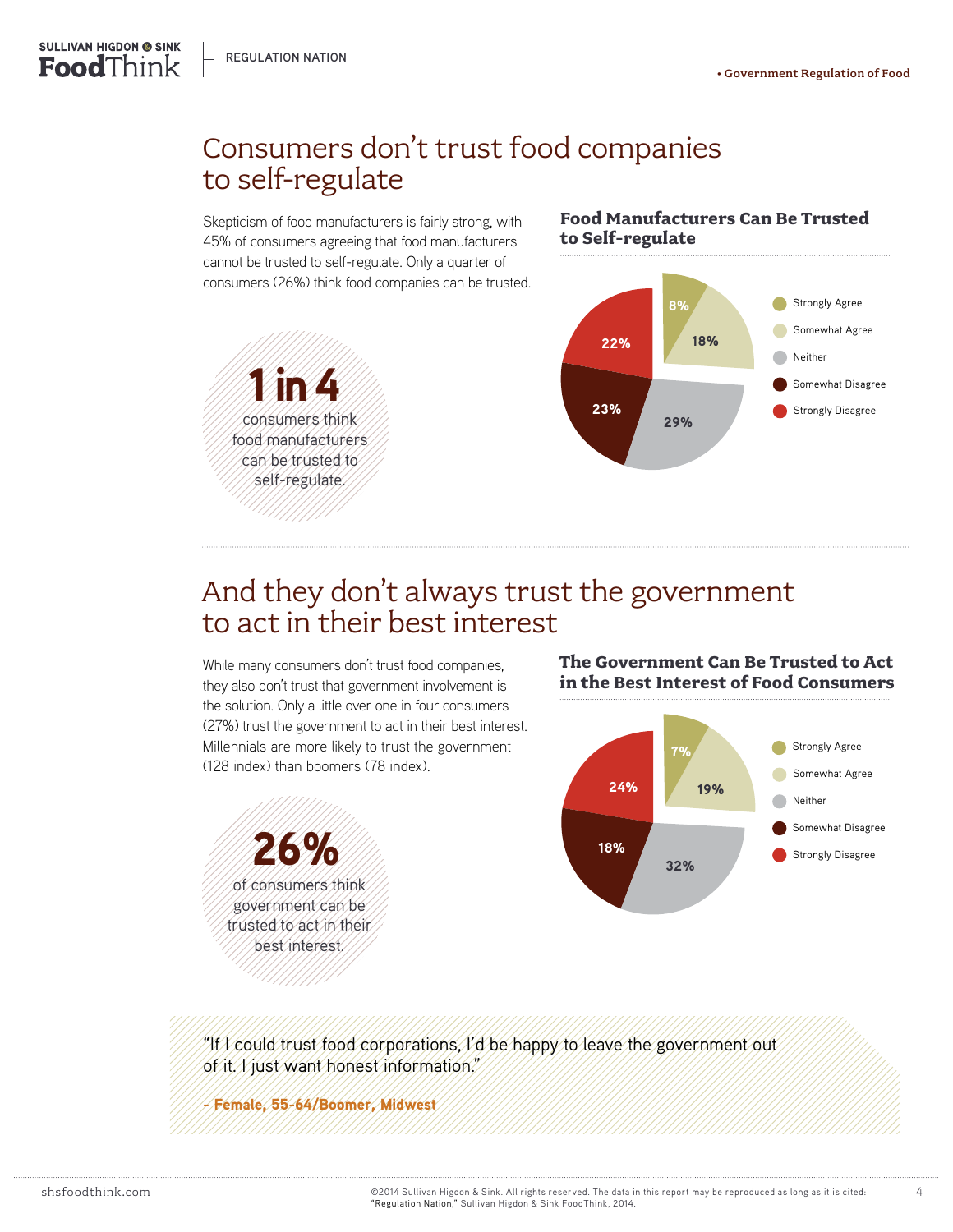# Consumers don't trust food companies to self-regulate

Skepticism of food manufacturers is fairly strong, with 45% of consumers agreeing that food manufacturers cannot be trusted to self-regulate. Only a quarter of consumers (26%) think food companies can be trusted.

**1 in 4** consumers think food manufacturers can be trusted to self-regulate.

### Food Manufacturers Can Be Trusted to Self-regulate

| Response | Percentage |
|---|---|
| Strongly Agree | 8% |
| Somewhat Agree | 18% |
| Neither | 29% |
| Somewhat Disagree | 23% |
| Strongly Disagree | 22% |

# And they don't always trust the government to act in their best interest

While many consumers don't trust food companies, they also don't trust that government involvement is the solution. Only a little over one in four consumers (27%) trust the government to act in their best interest. Millennials are more likely to trust the government (128 index) than boomers (78 index).

**26%** of consumers think government can be trusted to act in their best interest.

### The Government Can Be Trusted to Act in the Best Interest of Food Consumers

| Response | Percentage |
|---|---|
| Strongly Agree | 7% |
| Somewhat Agree | 19% |
| Neither | 32% |
| Somewhat Disagree | 18% |
| Strongly Disagree | 24% |

"If I could trust food corporations, I'd be happy to leave the government out of it. I just want honest information."

**- Female, 55-64/Boomer, Midwest**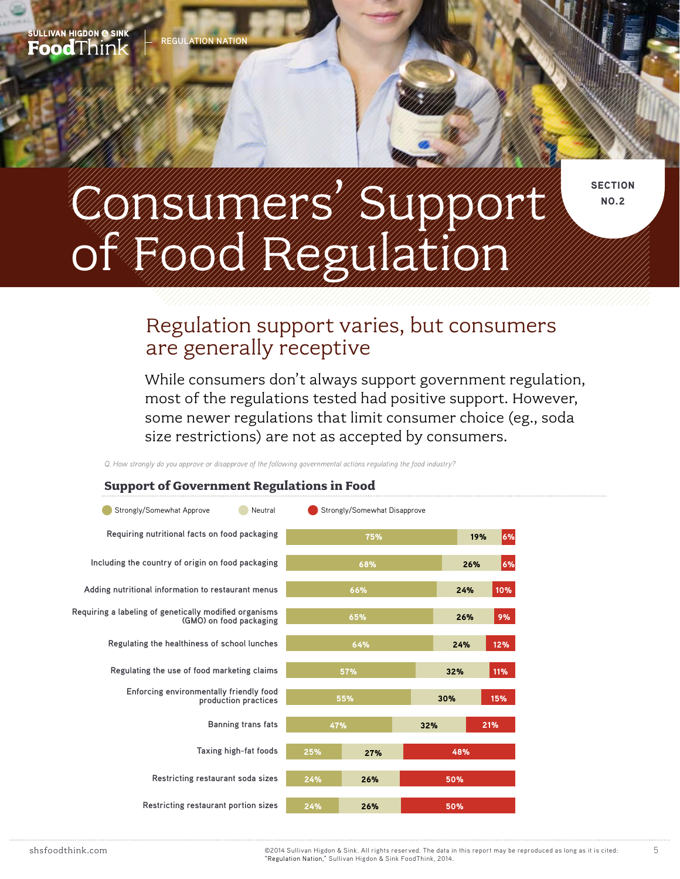SECTION NO.2

# Consumers' Support of Food Regulation

## Regulation support varies, but consumers are generally receptive

While consumers don't always support government regulation, most of the regulations tested had positive support. However, some newer regulations that limit consumer choice (eg., soda size restrictions) are not as accepted by consumers.

*Q. How strongly do you approve or disapprove of the following governmental actions regulating the food industry?*

### Support of Government Regulations in Food

| | Strongly/Somewhat Approve | Neutral | Strongly/Somewhat Disapprove |
|---|---|---|---|
| Requiring nutritional facts on food packaging | 75% | 19% | 6% |
| Including the country of origin on food packaging | 68% | 26% | 6% |
| Adding nutritional information to restaurant menus | 66% | 24% | 10% |
| Requiring a labeling of genetically modified organisms (GMO) on food packaging | 65% | 26% | 9% |
| Regulating the healthiness of school lunches | 64% | 24% | 12% |
| Regulating the use of food marketing claims | 57% | 32% | 11% |
| Enforcing environmentally friendly food production practices | 55% | 30% | 15% |
| Banning trans fats | 47% | 32% | 21% |
| Taxing high-fat foods | 25% | 27% | 48% |
| Restricting restaurant soda sizes | 24% | 26% | 50% |
| Restricting restaurant portion sizes | 24% | 26% | 50% |

©2014 Sullivan Higdon & Sink. All rights reserved. The data in this report may be reproduced as long as it is cited: "Regulation Nation," Sullivan Higdon & Sink FoodThink, 2014.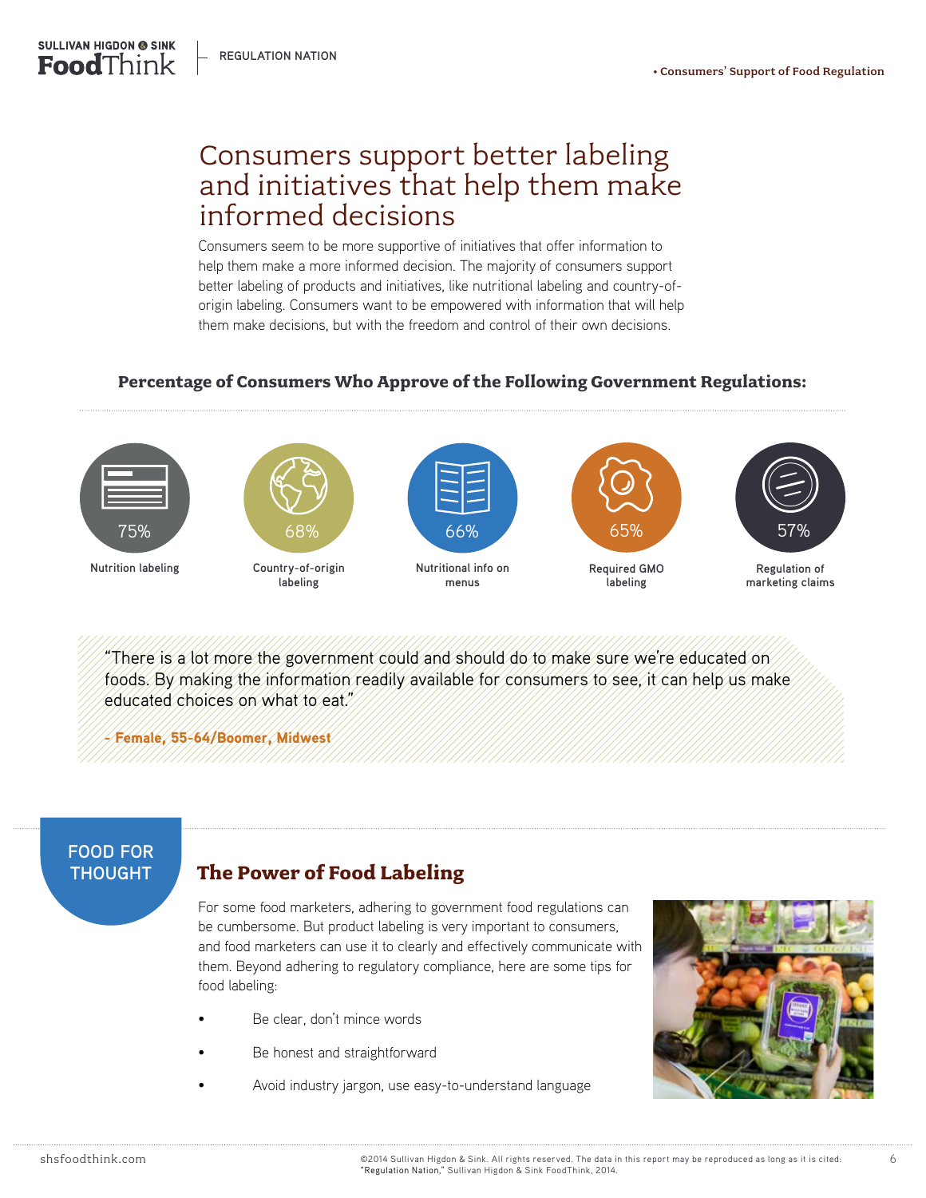# Consumers support better labeling and initiatives that help them make informed decisions

Consumers seem to be more supportive of initiatives that offer information to help them make a more informed decision. The majority of consumers support better labeling of products and initiatives, like nutritional labeling and country-of-origin labeling. Consumers want to be empowered with information that will help them make decisions, but with the freedom and control of their own decisions.

## Percentage of Consumers Who Approve of the Following Government Regulations:

| Regulation | Percentage |
|---|---|
| Nutrition labeling | 75% |
| Country-of-origin labeling | 68% |
| Nutritional info on menus | 66% |
| Required GMO labeling | 65% |
| Regulation of marketing claims | 57% |

"There is a lot more the government could and should do to make sure we're educated on foods. By making the information readily available for consumers to see, it can help us make educated choices on what to eat."

**– Female, 55-64/Boomer, Midwest**

FOOD FOR THOUGHT

## The Power of Food Labeling

For some food marketers, adhering to government food regulations can be cumbersome. But product labeling is very important to consumers, and food marketers can use it to clearly and effectively communicate with them. Beyond adhering to regulatory compliance, here are some tips for food labeling:

- Be clear, don't mince words
- Be honest and straightforward
- Avoid industry jargon, use easy-to-understand language

©2014 Sullivan Higdon & Sink. All rights reserved. The data in this report may be reproduced as long as it is cited: "Regulation Nation," Sullivan Higdon & Sink FoodThink, 2014.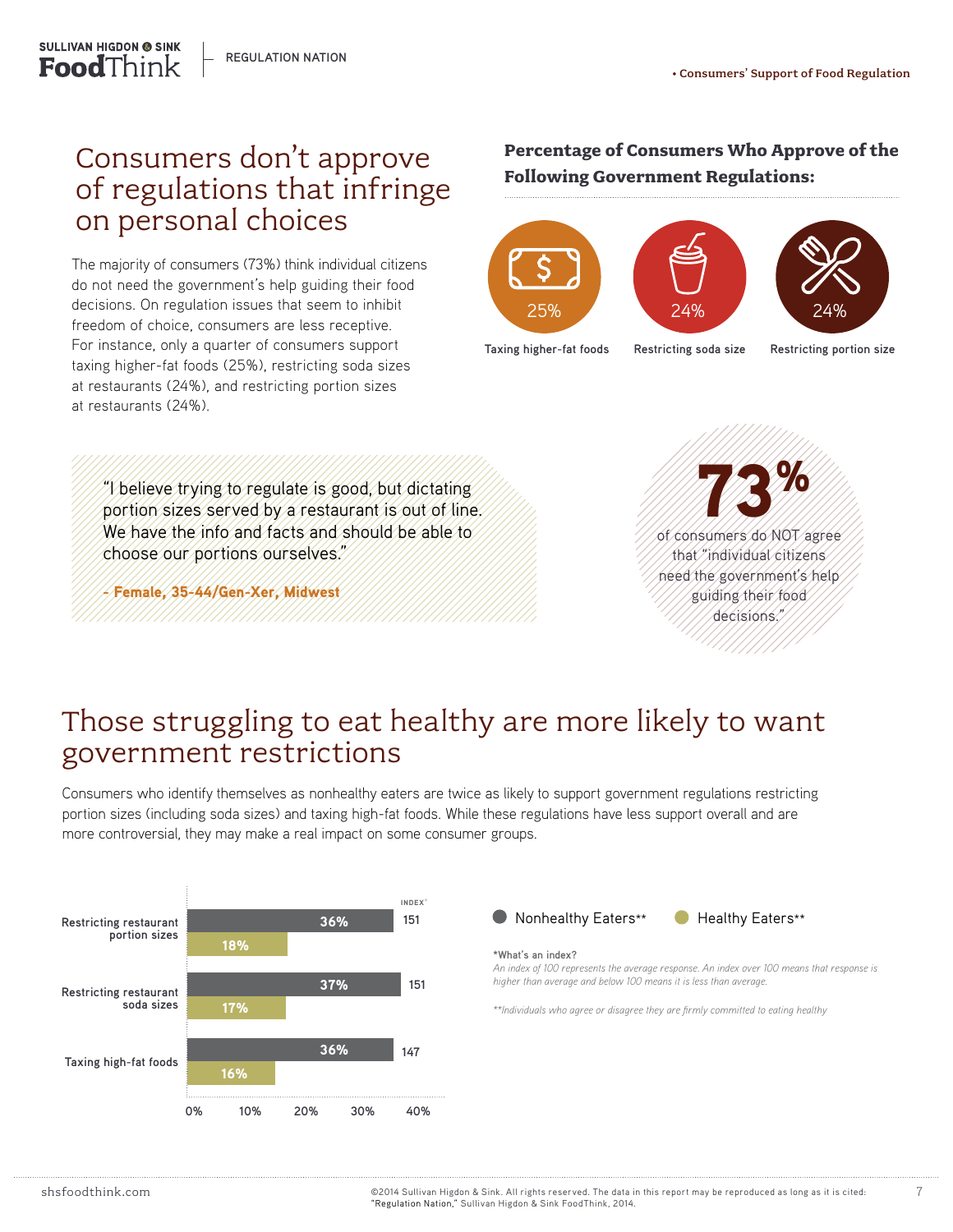# Consumers don't approve of regulations that infringe on personal choices

The majority of consumers (73%) think individual citizens do not need the government's help guiding their food decisions. On regulation issues that seem to inhibit freedom of choice, consumers are less receptive. For instance, only a quarter of consumers support taxing higher-fat foods (25%), restricting soda sizes at restaurants (24%), and restricting portion sizes at restaurants (24%).

### Percentage of Consumers Who Approve of the Following Government Regulations:

| Regulation | Percentage |
| --- | --- |
| Taxing higher-fat foods | 25% |
| Restricting soda size | 24% |
| Restricting portion size | 24% |

> "I believe trying to regulate is good, but dictating portion sizes served by a restaurant is out of line. We have the info and facts and should be able to choose our portions ourselves."
>
> **- Female, 35-44/Gen-Xer, Midwest**

**73%** of consumers do NOT agree that "individual citizens need the government's help guiding their food decisions."

# Those struggling to eat healthy are more likely to want government restrictions

Consumers who identify themselves as nonhealthy eaters are twice as likely to support government regulations restricting portion sizes (including soda sizes) and taxing high-fat foods. While these regulations have less support overall and are more controversial, they may make a real impact on some consumer groups.

| | Nonhealthy Eaters** | Healthy Eaters** | Index* |
| --- | --- | --- | --- |
| Restricting restaurant portion sizes | 36% | 18% | 151 |
| Restricting restaurant soda sizes | 37% | 17% | 151 |
| Taxing high-fat foods | 36% | 16% | 147 |

**\*What's an index?**
*An index of 100 represents the average response. An index over 100 means that response is higher than average and below 100 means it is less than average.*

*\*\*Individuals who agree or disagree they are firmly committed to eating healthy*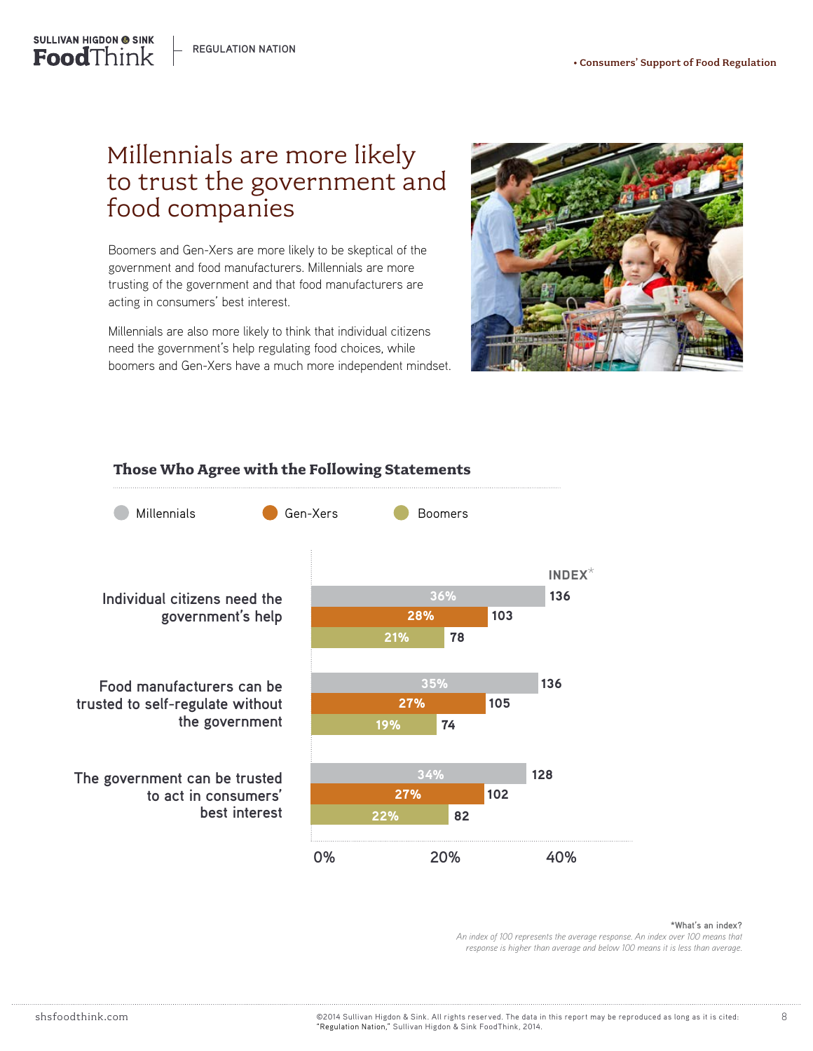# Millennials are more likely to trust the government and food companies

Boomers and Gen-Xers are more likely to be skeptical of the government and food manufacturers. Millennials are more trusting of the government and that food manufacturers are acting in consumers' best interest.

Millennials are also more likely to think that individual citizens need the government's help regulating food choices, while boomers and Gen-Xers have a much more independent mindset.

## Those Who Agree with the Following Statements

| Statement | Millennials | Index | Gen-Xers | Index | Boomers | Index |
|---|---|---|---|---|---|---|
| Individual citizens need the government's help | 36% | 136 | 28% | 103 | 21% | 78 |
| Food manufacturers can be trusted to self-regulate without the government | 35% | 136 | 27% | 105 | 19% | 74 |
| The government can be trusted to act in consumers' best interest | 34% | 128 | 27% | 102 | 22% | 82 |

*What's an index?
*An index of 100 represents the average response. An index over 100 means that response is higher than average and below 100 means it is less than average.*

©2014 Sullivan Higdon & Sink. All rights reserved. The data in this report may be reproduced as long as it is cited: "Regulation Nation," Sullivan Higdon & Sink FoodThink, 2014.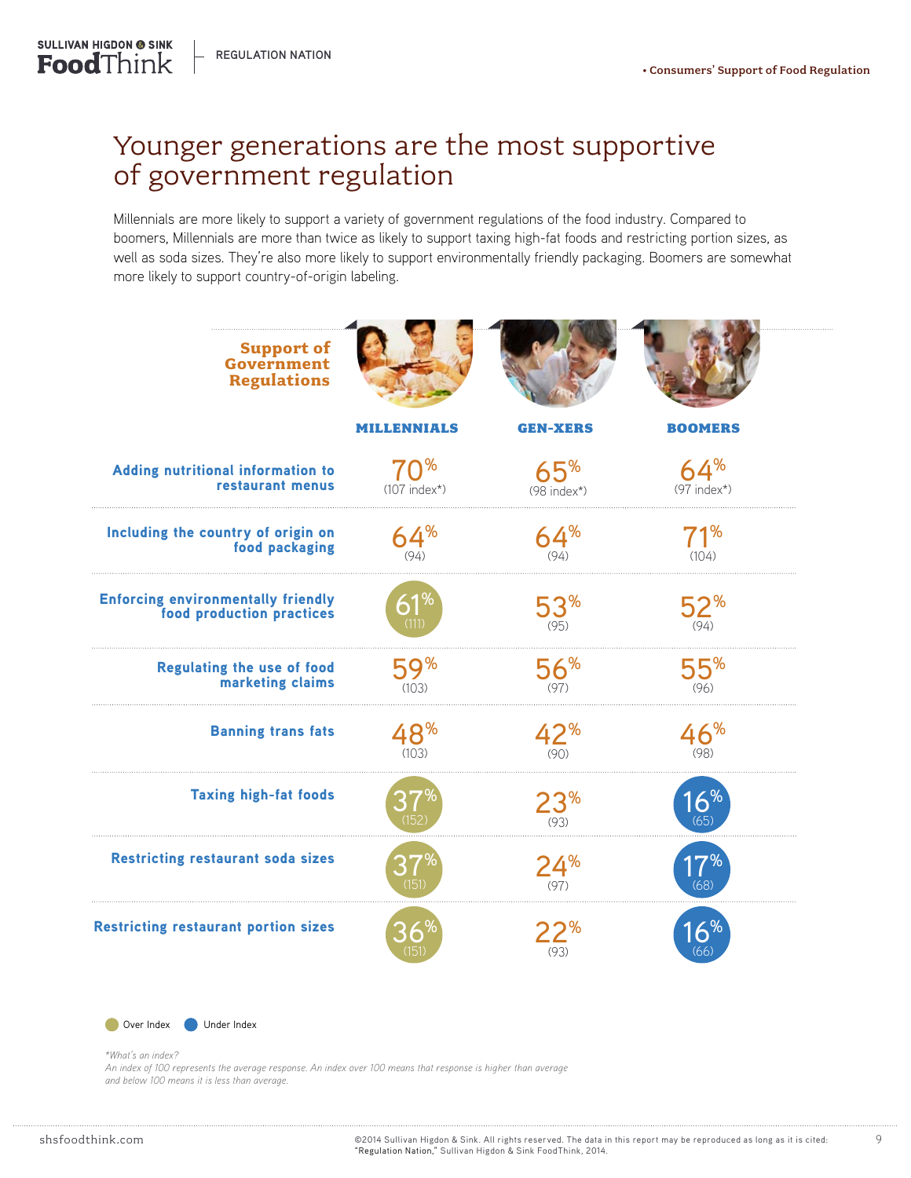# Younger generations are the most supportive of government regulation

Millennials are more likely to support a variety of government regulations of the food industry. Compared to boomers, Millennials are more than twice as likely to support taxing high-fat foods and restricting portion sizes, as well as soda sizes. They're also more likely to support environmentally friendly packaging. Boomers are somewhat more likely to support country-of-origin labeling.

| Support of Government Regulations | MILLENNIALS | GEN-XERS | BOOMERS |
|---|---|---|---|
| Adding nutritional information to restaurant menus | 70% (107 index*) | 65% (98 index*) | 64% (97 index*) |
| Including the country of origin on food packaging | 64% (94) | 64% (94) | 71% (104) |
| Enforcing environmentally friendly food production practices | 61% (111) | 53% (95) | 52% (94) |
| Regulating the use of food marketing claims | 59% (103) | 56% (97) | 55% (96) |
| Banning trans fats | 48% (103) | 42% (90) | 46% (98) |
| Taxing high-fat foods | 37% (152) | 23% (93) | 16% (65) |
| Restricting restaurant soda sizes | 37% (151) | 24% (97) | 17% (68) |
| Restricting restaurant portion sizes | 36% (151) | 22% (93) | 16% (66) |

Over Index (Millennials: enforcing environmentally friendly food production practices, taxing high-fat foods, restricting restaurant soda sizes, restricting restaurant portion sizes) | Under Index (Boomers: taxing high-fat foods, restricting restaurant soda sizes, restricting restaurant portion sizes)

*\*What's an index?*
*An index of 100 represents the average response. An index over 100 means that response is higher than average and below 100 means it is less than average.*

©2014 Sullivan Higdon & Sink. All rights reserved. The data in this report may be reproduced as long as it is cited: "Regulation Nation," Sullivan Higdon & Sink FoodThink, 2014.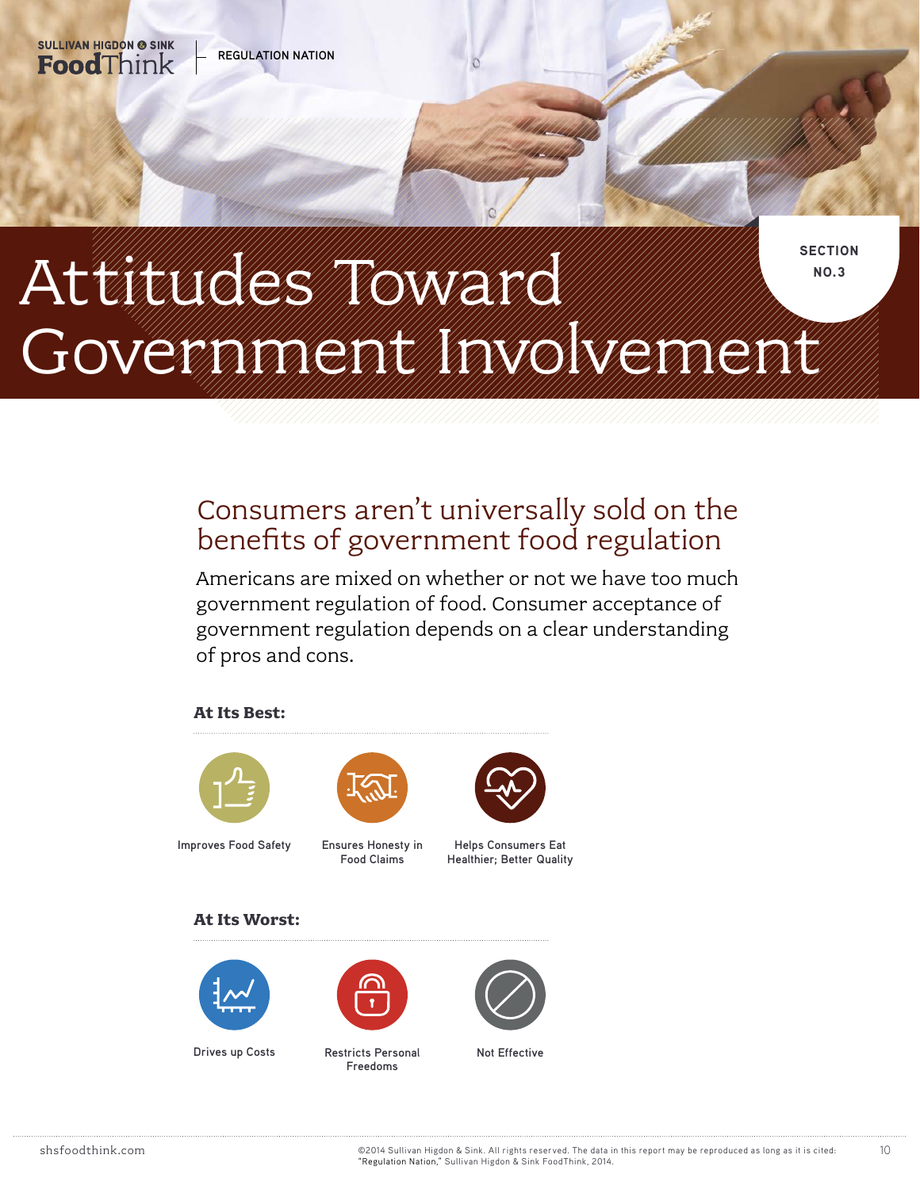SECTION NO.3

# Attitudes Toward Government Involvement

## Consumers aren't universally sold on the benefits of government food regulation

Americans are mixed on whether or not we have too much government regulation of food. Consumer acceptance of government regulation depends on a clear understanding of pros and cons.

### At Its Best:

- Improves Food Safety
- Ensures Honesty in Food Claims
- Helps Consumers Eat Healthier; Better Quality

### At Its Worst:

- Drives up Costs
- Restricts Personal Freedoms
- Not Effective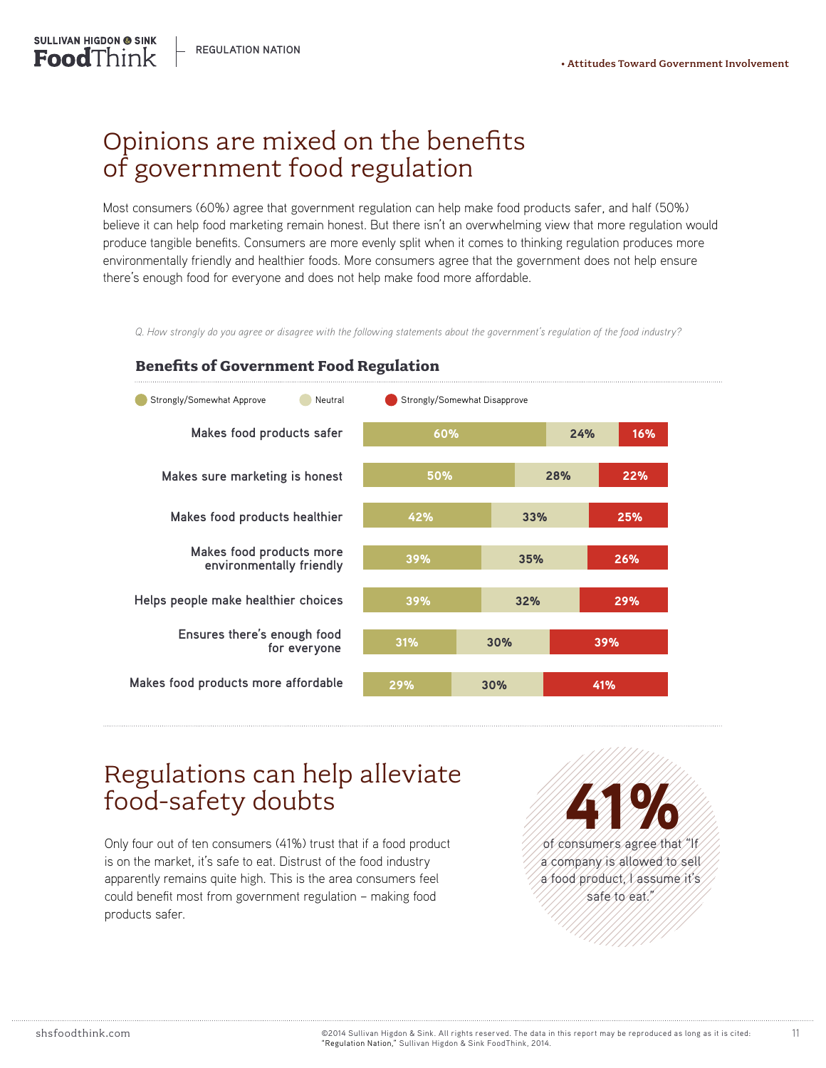# Opinions are mixed on the benefits of government food regulation

Most consumers (60%) agree that government regulation can help make food products safer, and half (50%) believe it can help food marketing remain honest. But there isn't an overwhelming view that more regulation would produce tangible benefits. Consumers are more evenly split when it comes to thinking regulation produces more environmentally friendly and healthier foods. More consumers agree that the government does not help ensure there's enough food for everyone and does not help make food more affordable.

*Q. How strongly do you agree or disagree with the following statements about the government's regulation of the food industry?*

### Benefits of Government Food Regulation

| | Strongly/Somewhat Approve | Neutral | Strongly/Somewhat Disapprove |
|---|---|---|---|
| Makes food products safer | 60% | 24% | 16% |
| Makes sure marketing is honest | 50% | 28% | 22% |
| Makes food products healthier | 42% | 33% | 25% |
| Makes food products more environmentally friendly | 39% | 35% | 26% |
| Helps people make healthier choices | 39% | 32% | 29% |
| Ensures there's enough food for everyone | 31% | 30% | 39% |
| Makes food products more affordable | 29% | 30% | 41% |

# Regulations can help alleviate food-safety doubts

Only four out of ten consumers (41%) trust that if a food product is on the market, it's safe to eat. Distrust of the food industry apparently remains quite high. This is the area consumers feel could benefit most from government regulation – making food products safer.

**41%** of consumers agree that "If a company is allowed to sell a food product, I assume it's safe to eat."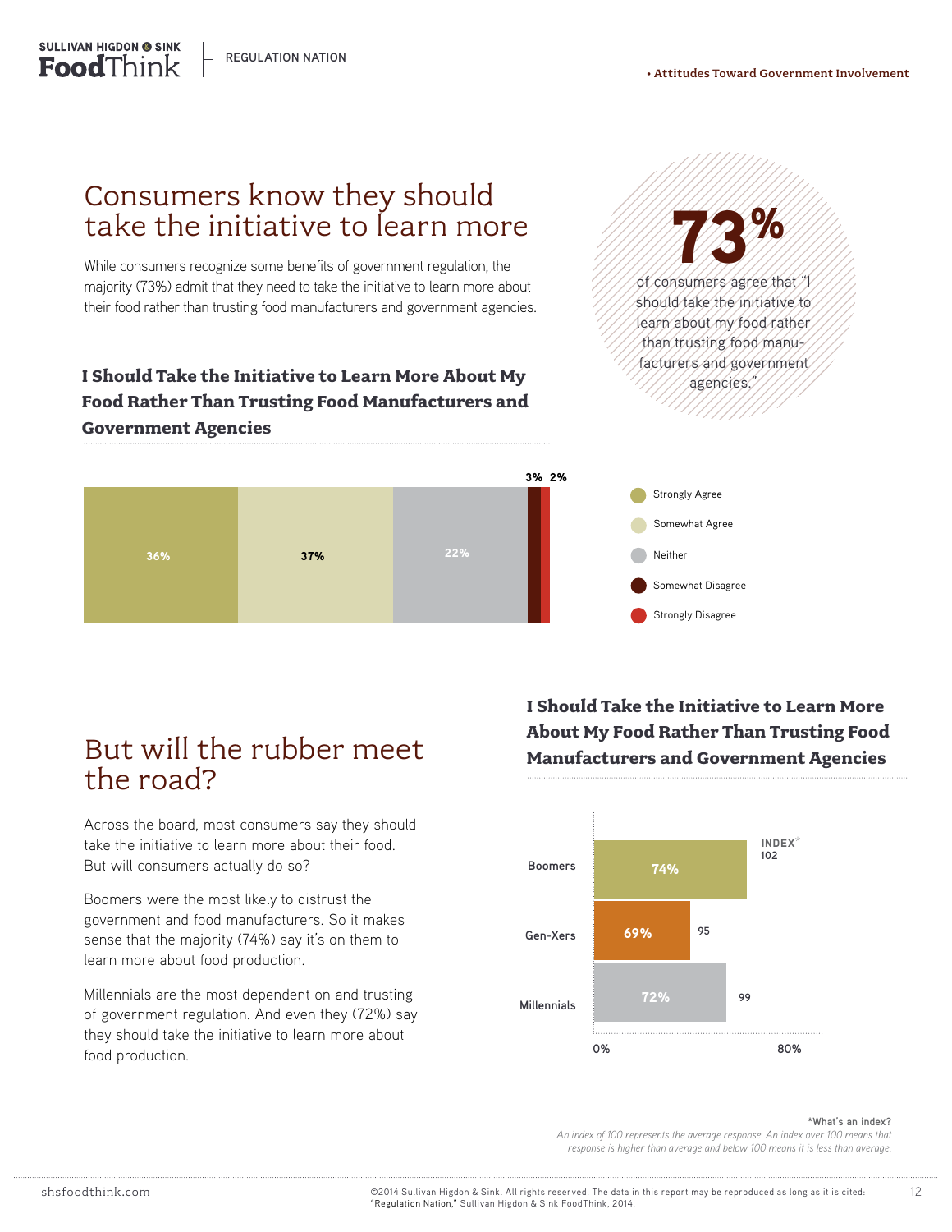• Attitudes Toward Government Involvement

# Consumers know they should take the initiative to learn more

While consumers recognize some benefits of government regulation, the majority (73%) admit that they need to take the initiative to learn more about their food rather than trusting food manufacturers and government agencies.

**73%** of consumers agree that "I should take the initiative to learn about my food rather than trusting food manufacturers and government agencies."

### I Should Take the Initiative to Learn More About My Food Rather Than Trusting Food Manufacturers and Government Agencies

| Strongly Agree | Somewhat Agree | Neither | Somewhat Disagree | Strongly Disagree |
|---|---|---|---|---|
| 36% | 37% | 22% | 3% | 2% |

# But will the rubber meet the road?

Across the board, most consumers say they should take the initiative to learn more about their food. But will consumers actually do so?

Boomers were the most likely to distrust the government and food manufacturers. So it makes sense that the majority (74%) say it's on them to learn more about food production.

Millennials are the most dependent on and trusting of government regulation. And even they (72%) say they should take the initiative to learn more about food production.

### I Should Take the Initiative to Learn More About My Food Rather Than Trusting Food Manufacturers and Government Agencies

| | % | INDEX* |
|---|---|---|
| Boomers | 74% | 102 |
| Gen-Xers | 69% | 95 |
| Millennials | 72% | 99 |

*What's an index?
*An index of 100 represents the average response. An index over 100 means that response is higher than average and below 100 means it is less than average.*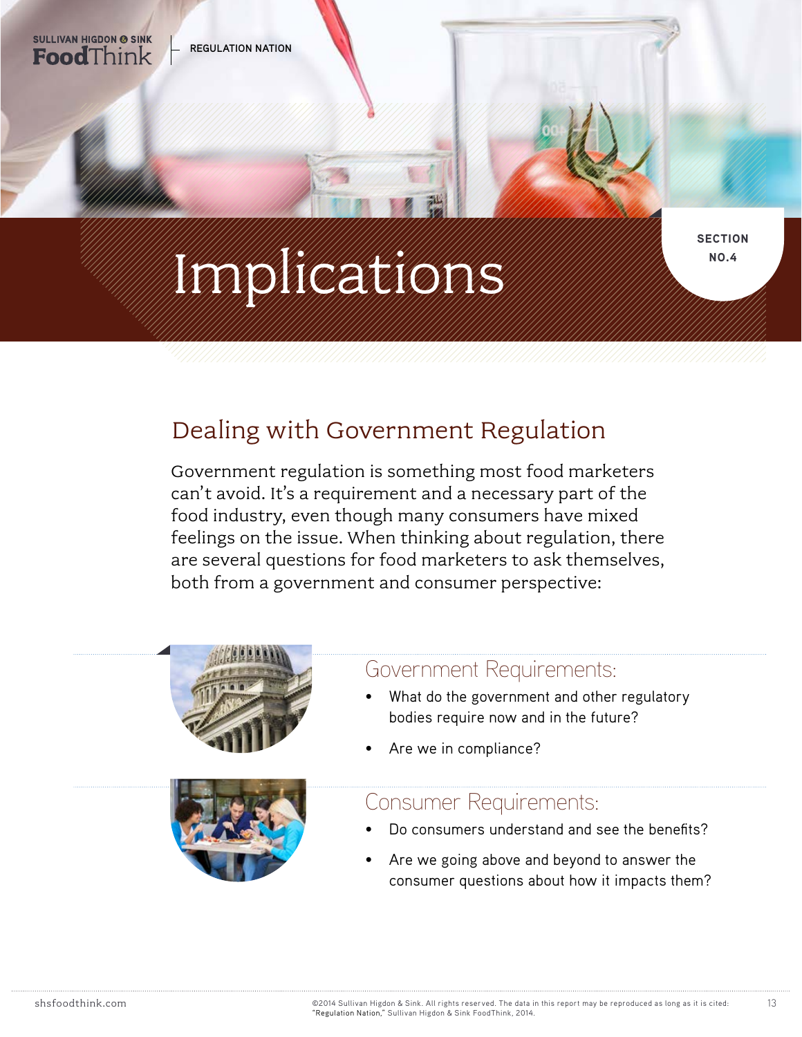# Implications

SECTION NO.4

## Dealing with Government Regulation

Government regulation is something most food marketers can't avoid. It's a requirement and a necessary part of the food industry, even though many consumers have mixed feelings on the issue. When thinking about regulation, there are several questions for food marketers to ask themselves, both from a government and consumer perspective:

### Government Requirements:

- What do the government and other regulatory bodies require now and in the future?
- Are we in compliance?

### Consumer Requirements:

- Do consumers understand and see the benefits?
- Are we going above and beyond to answer the consumer questions about how it impacts them?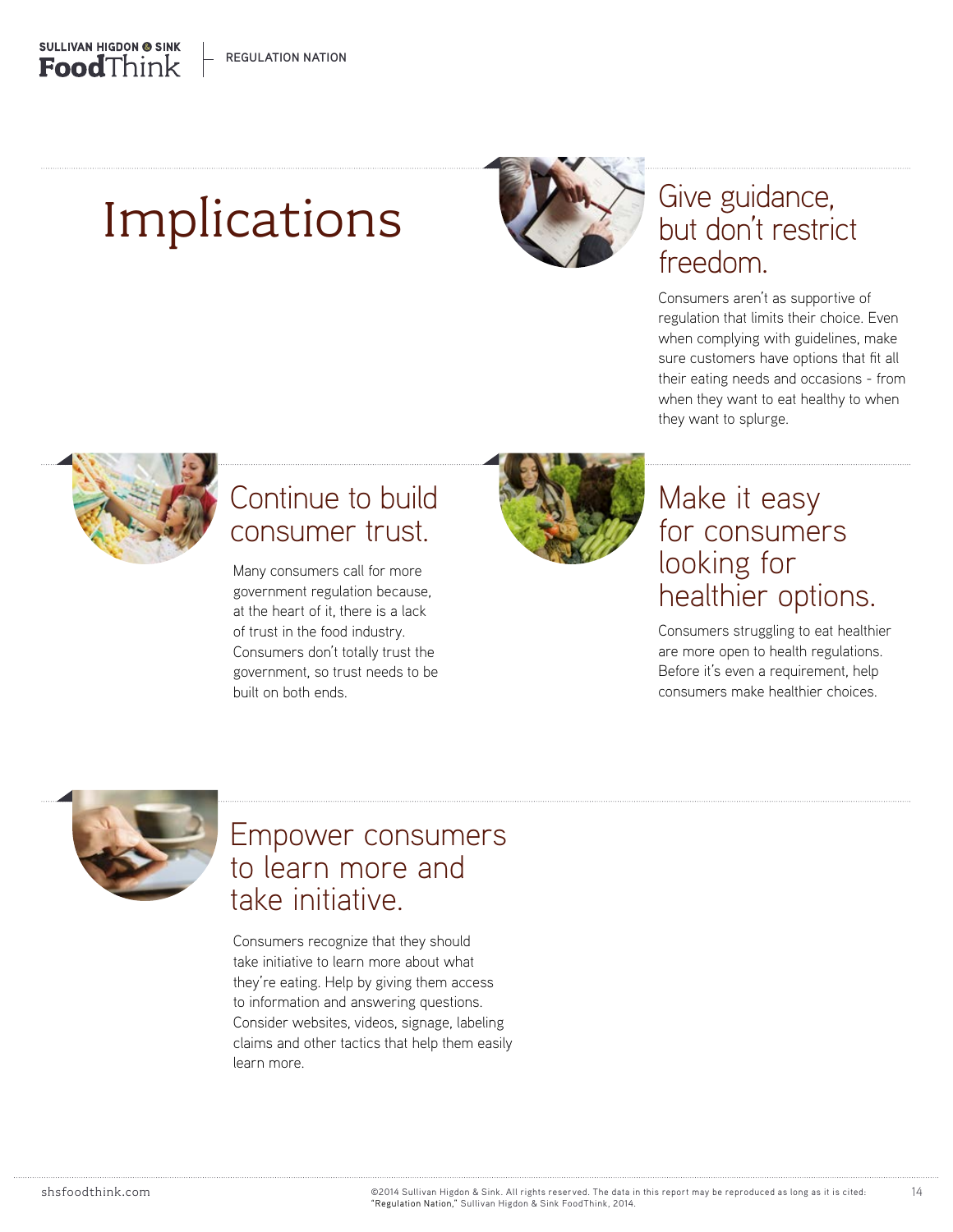# Implications

## Give guidance, but don't restrict freedom.

Consumers aren't as supportive of regulation that limits their choice. Even when complying with guidelines, make sure customers have options that fit all their eating needs and occasions - from when they want to eat healthy to when they want to splurge.

## Continue to build consumer trust.

Many consumers call for more government regulation because, at the heart of it, there is a lack of trust in the food industry. Consumers don't totally trust the government, so trust needs to be built on both ends.

## Make it easy for consumers looking for healthier options.

Consumers struggling to eat healthier are more open to health regulations. Before it's even a requirement, help consumers make healthier choices.

## Empower consumers to learn more and take initiative.

Consumers recognize that they should take initiative to learn more about what they're eating. Help by giving them access to information and answering questions. Consider websites, videos, signage, labeling claims and other tactics that help them easily learn more.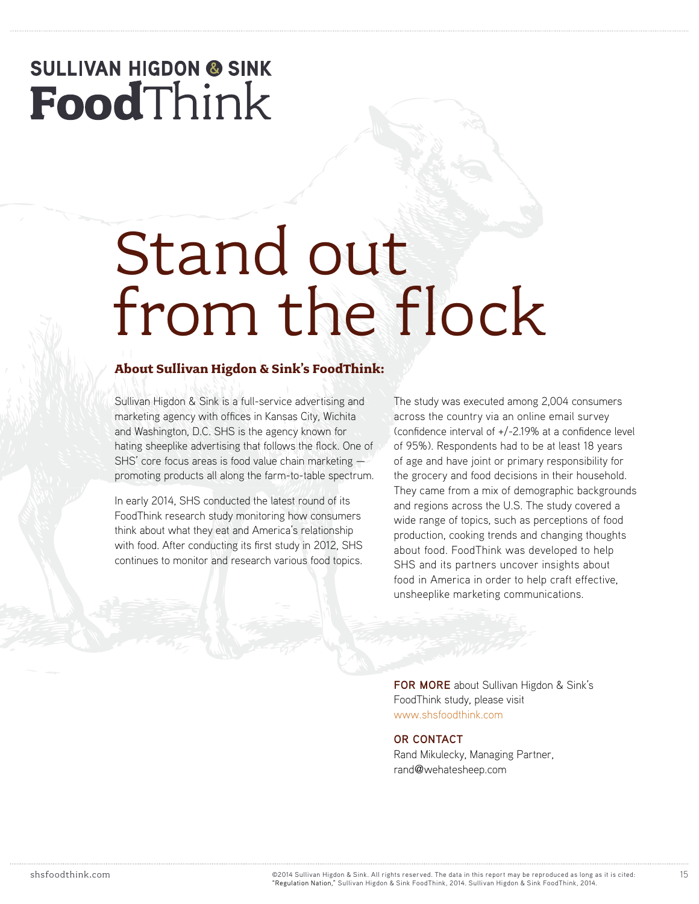SULLIVAN HIGDON & SINK
**Food**Think

# Stand out from the flock

### About Sullivan Higdon & Sink's FoodThink:

Sullivan Higdon & Sink is a full-service advertising and marketing agency with offices in Kansas City, Wichita and Washington, D.C. SHS is the agency known for hating sheeplike advertising that follows the flock. One of SHS' core focus areas is food value chain marketing — promoting products all along the farm-to-table spectrum.

In early 2014, SHS conducted the latest round of its FoodThink research study monitoring how consumers think about what they eat and America's relationship with food. After conducting its first study in 2012, SHS continues to monitor and research various food topics.

The study was executed among 2,004 consumers across the country via an online email survey (confidence interval of +/-2.19% at a confidence level of 95%). Respondents had to be at least 18 years of age and have joint or primary responsibility for the grocery and food decisions in their household. They came from a mix of demographic backgrounds and regions across the U.S. The study covered a wide range of topics, such as perceptions of food production, cooking trends and changing thoughts about food. FoodThink was developed to help SHS and its partners uncover insights about food in America in order to help craft effective, unsheeplike marketing communications.

**FOR MORE** about Sullivan Higdon & Sink's FoodThink study, please visit www.shsfoodthink.com

**OR CONTACT**
Rand Mikulecky, Managing Partner,
rand@wehatesheep.com

©2014 Sullivan Higdon & Sink. All rights reserved. The data in this report may be reproduced as long as it is cited: "Regulation Nation," Sullivan Higdon & Sink FoodThink, 2014. Sullivan Higdon & Sink FoodThink, 2014.